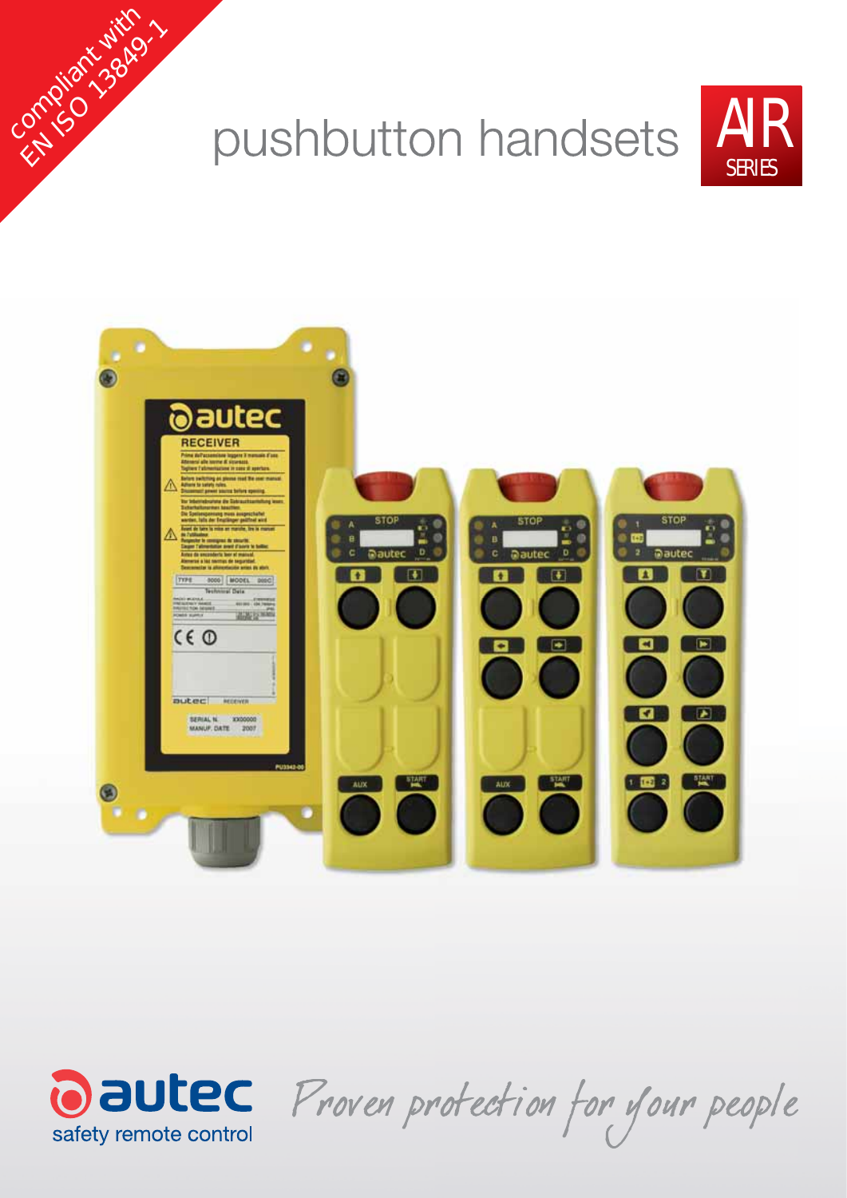compliant with EN ISO 13849-1

# pushbutton handsets

AIR SERIES

autec
safety remote control

*Proven protection for your people*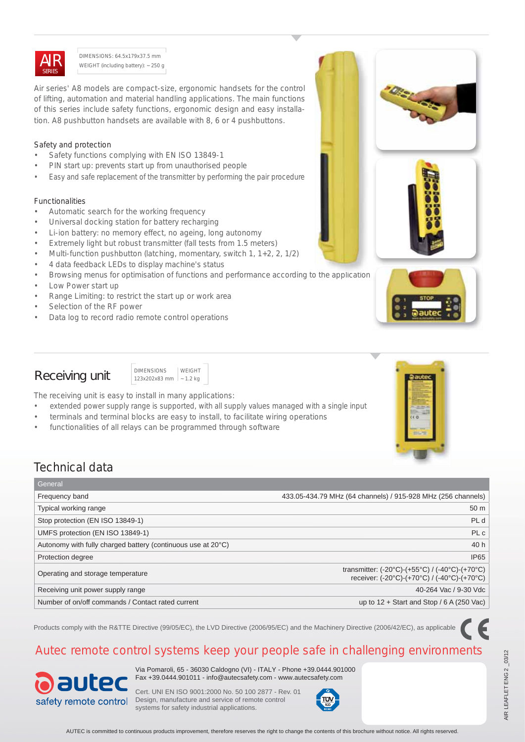AIR SERIES

DIMENSIONS: 64.5x179x37.5 mm
WEIGHT (including battery): ~ 250 g

Air series' A8 models are compact-size, ergonomic handsets for the control of lifting, automation and material handling applications. The main functions of this series include safety functions, ergonomic design and easy installation. A8 pushbutton handsets are available with 8, 6 or 4 pushbuttons.

### Safety and protection

- Safety functions complying with EN ISO 13849-1
- PIN start up: prevents start up from unauthorised people
- Easy and safe replacement of the transmitter by performing the pair procedure

### Functionalities

- Automatic search for the working frequency
- Universal docking station for battery recharging
- Li-ion battery: no memory effect, no ageing, long autonomy
- Extremely light but robust transmitter (fall tests from 1.5 meters)
- Multi-function pushbutton (latching, momentary, switch 1, 1+2, 2, 1/2)
- 4 data feedback LEDs to display machine's status
- Browsing menus for optimisation of functions and performance according to the application
- Low Power start up
- Range Limiting: to restrict the start up or work area
- Selection of the RF power
- Data log to record radio remote control operations

## Receiving unit

| DIMENSIONS | WEIGHT |
|---|---|
| 123x202x83 mm | ~ 1.2 kg |

The receiving unit is easy to install in many applications:

- extended power supply range is supported, with all supply values managed with a single input
- terminals and terminal blocks are easy to install, to facilitate wiring operations
- functionalities of all relays can be programmed through software

## Technical data

| General | |
|---|---|
| Frequency band | 433.05-434.79 MHz (64 channels) / 915-928 MHz (256 channels) |
| Typical working range | 50 m |
| Stop protection (EN ISO 13849-1) | PL d |
| UMFS protection (EN ISO 13849-1) | PL c |
| Autonomy with fully charged battery (continuous use at 20°C) | 40 h |
| Protection degree | IP65 |
| Operating and storage temperature | transmitter: (-20°C)-(+55°C) / (-40°C)-(+70°C)<br>receiver: (-20°C)-(+70°C) / (-40°C)-(+70°C) |
| Receiving unit power supply range | 40-264 Vac / 9-30 Vdc |
| Number of on/off commands / Contact rated current | up to 12 + Start and Stop / 6 A (250 Vac) |

Products comply with the R&TTE Directive (99/05/EC), the LVD Directive (2006/95/EC) and the Machinery Directive (2006/42/EC), as applicable

## Autec remote control systems keep your people safe in challenging environments

autec safety remote control

Via Pomaroli, 65 - 36030 Caldogno (VI) - ITALY - Phone +39.0444.901000
Fax +39.0444.901011 - info@autecsafety.com - www.autecsafety.com

Cert. UNI EN ISO 9001:2000 No. 50 100 2877 - Rev. 01
Design, manufacture and service of remote control systems for safety industrial applications.

AIR LEAFLET ENG 2_03/12

AUTEC is committed to continuous products improvement, therefore reserves the right to change the contents of this brochure without notice. All rights reserved.